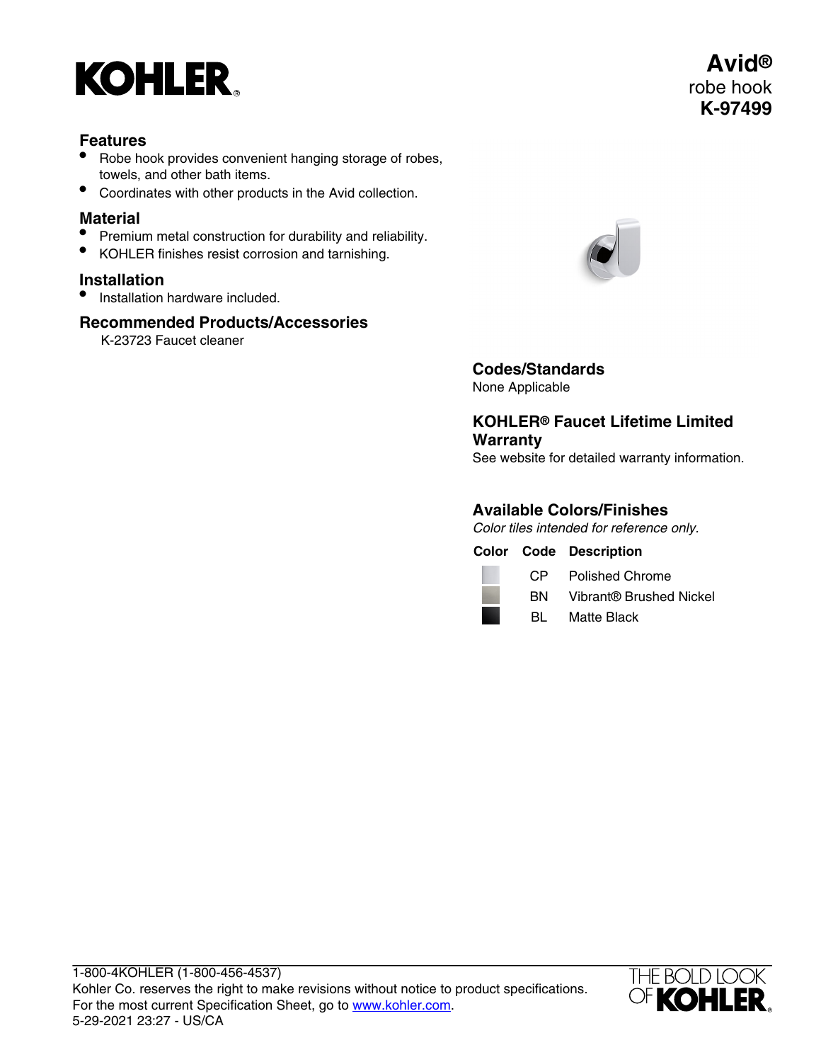# Avid®

robe hook

**K-97499**

## Features

- Robe hook provides convenient hanging storage of robes, towels, and other bath items.
- Coordinates with other products in the Avid collection.

## Material

- Premium metal construction for durability and reliability.
- KOHLER finishes resist corrosion and tarnishing.

## Installation

- Installation hardware included.

## Recommended Products/Accessories

K-23723 Faucet cleaner

## Codes/Standards

None Applicable

## KOHLER® Faucet Lifetime Limited Warranty

See website for detailed warranty information.

## Available Colors/Finishes

*Color tiles intended for reference only.*

| Color | Code | Description |
|---|---|---|
| | CP | Polished Chrome |
| | BN | Vibrant® Brushed Nickel |
| | BL | Matte Black |

1-800-4KOHLER (1-800-456-4537)
Kohler Co. reserves the right to make revisions without notice to product specifications.
For the most current Specification Sheet, go to www.kohler.com.
5-29-2021 23:27 - US/CA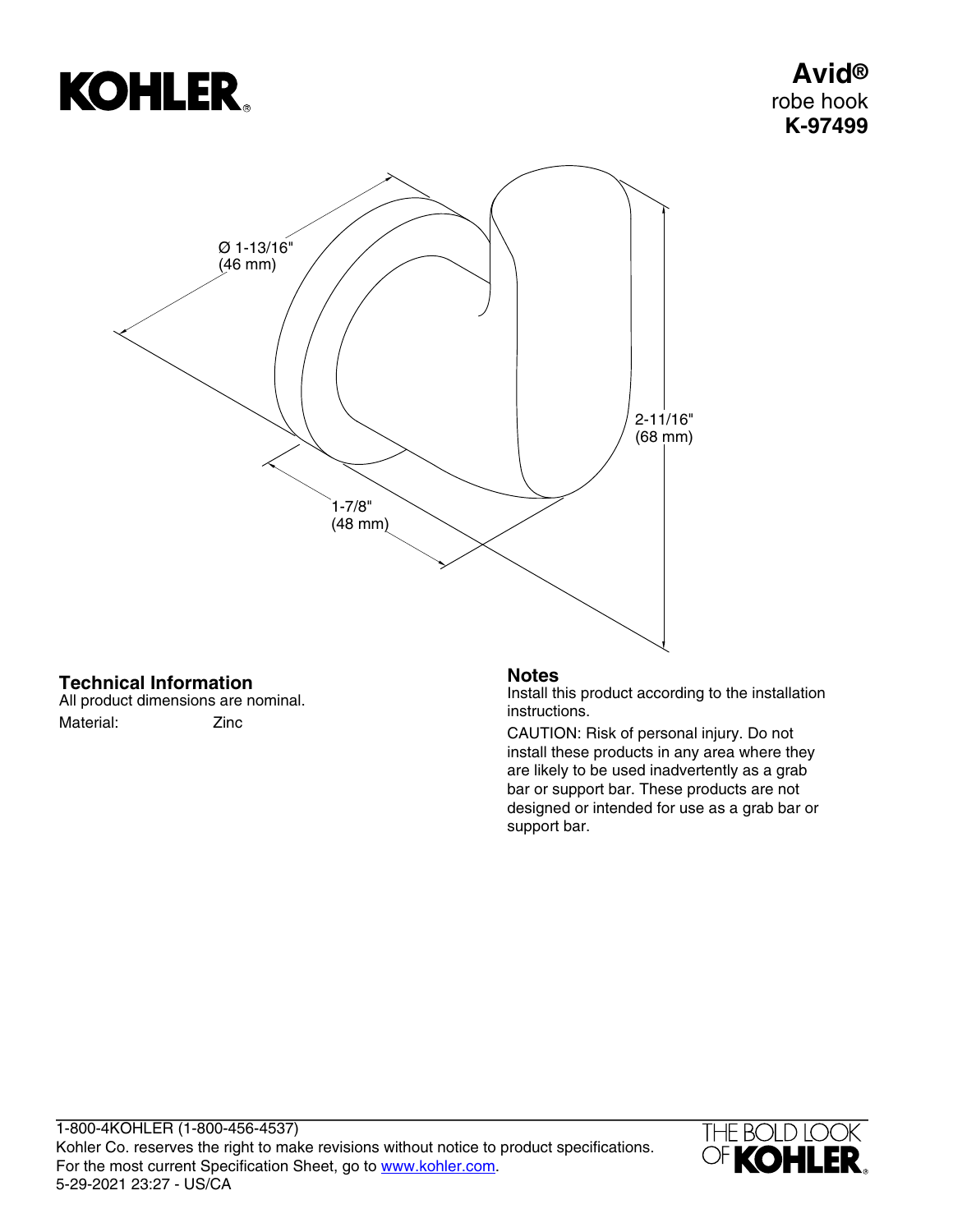**KOHLER**

# Avid®

robe hook

**K-97499**

Ø 1-13/16"
(46 mm)

2-11/16"
(68 mm)

1-7/8"
(48 mm)

## Technical Information

All product dimensions are nominal.

| | |
|---|---|
| Material: | Zinc |

## Notes

Install this product according to the installation instructions.

CAUTION: Risk of personal injury. Do not install these products in any area where they are likely to be used inadvertently as a grab bar or support bar. These products are not designed or intended for use as a grab bar or support bar.

1-800-4KOHLER (1-800-456-4537)
Kohler Co. reserves the right to make revisions without notice to product specifications.
For the most current Specification Sheet, go to www.kohler.com.
5-29-2021 23:27 - US/CA

THE BOLD LOOK OF KOHLER